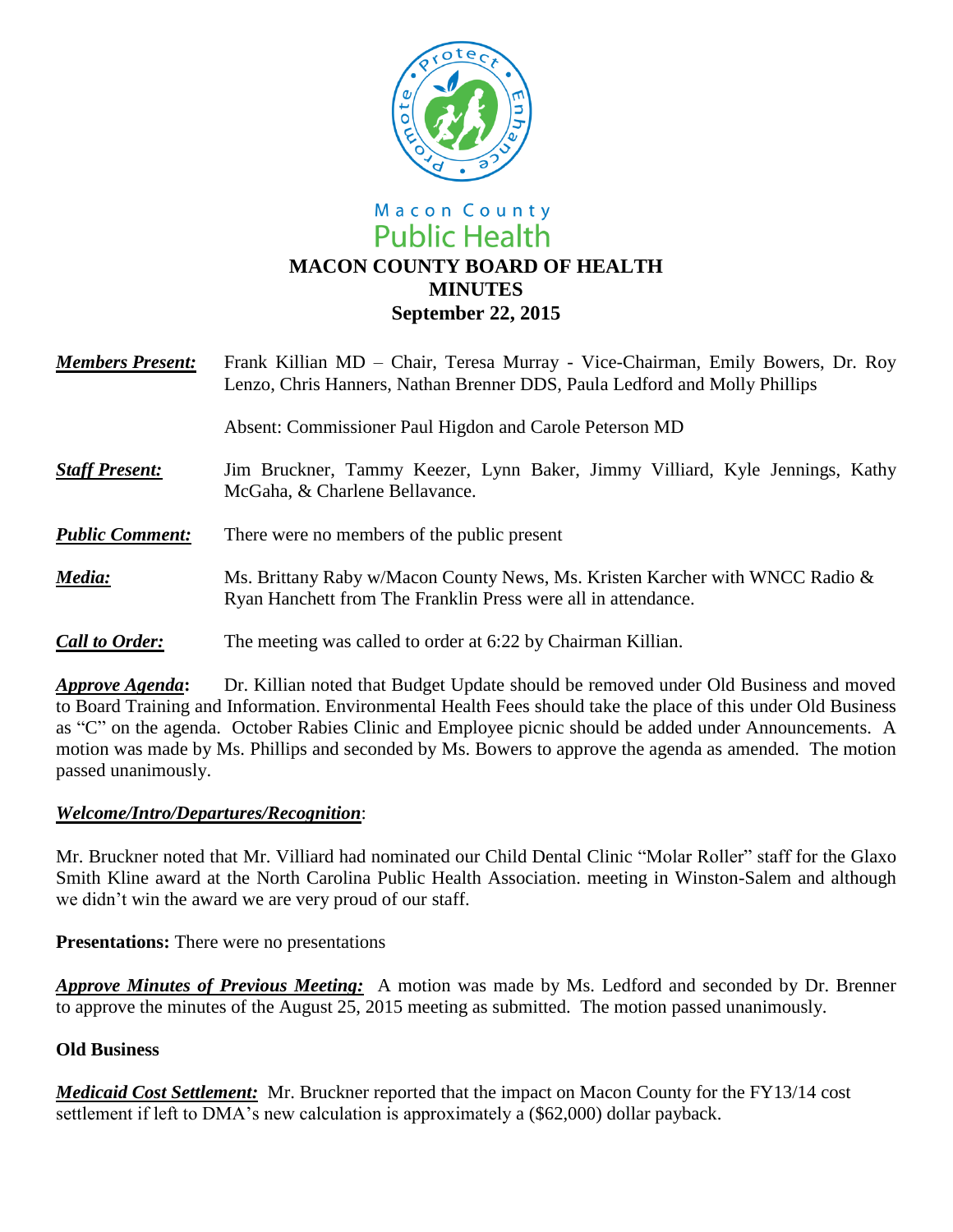Macon County
Public Health

# MACON COUNTY BOARD OF HEALTH
# MINUTES
## September 22, 2015

***Members Present:*** Frank Killian MD – Chair, Teresa Murray - Vice-Chairman, Emily Bowers, Dr. Roy Lenzo, Chris Hanners, Nathan Brenner DDS, Paula Ledford and Molly Phillips

Absent: Commissioner Paul Higdon and Carole Peterson MD

***Staff Present:*** Jim Bruckner, Tammy Keezer, Lynn Baker, Jimmy Villiard, Kyle Jennings, Kathy McGaha, & Charlene Bellavance.

***Public Comment:*** There were no members of the public present

***Media:*** Ms. Brittany Raby w/Macon County News, Ms. Kristen Karcher with WNCC Radio & Ryan Hanchett from The Franklin Press were all in attendance.

***Call to Order:*** The meeting was called to order at 6:22 by Chairman Killian.

***Approve Agenda*****:** Dr. Killian noted that Budget Update should be removed under Old Business and moved to Board Training and Information. Environmental Health Fees should take the place of this under Old Business as "C" on the agenda. October Rabies Clinic and Employee picnic should be added under Announcements. A motion was made by Ms. Phillips and seconded by Ms. Bowers to approve the agenda as amended. The motion passed unanimously.

***Welcome/Intro/Departures/Recognition***:

Mr. Bruckner noted that Mr. Villiard had nominated our Child Dental Clinic "Molar Roller" staff for the Glaxo Smith Kline award at the North Carolina Public Health Association. meeting in Winston-Salem and although we didn't win the award we are very proud of our staff.

**Presentations:** There were no presentations

***Approve Minutes of Previous Meeting:*** A motion was made by Ms. Ledford and seconded by Dr. Brenner to approve the minutes of the August 25, 2015 meeting as submitted. The motion passed unanimously.

**Old Business**

***Medicaid Cost Settlement:*** Mr. Bruckner reported that the impact on Macon County for the FY13/14 cost settlement if left to DMA's new calculation is approximately a ($62,000) dollar payback.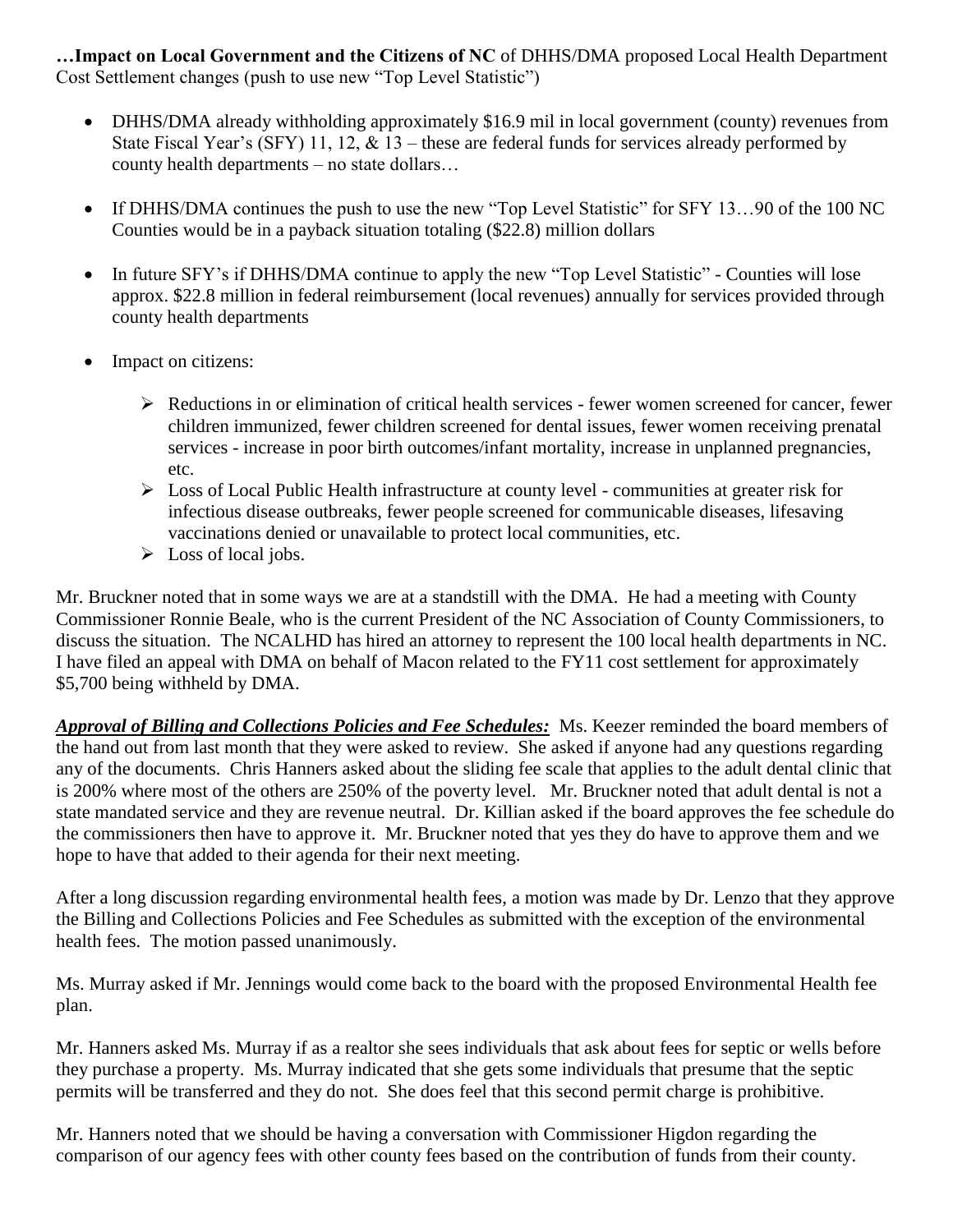**…Impact on Local Government and the Citizens of NC** of DHHS/DMA proposed Local Health Department Cost Settlement changes (push to use new "Top Level Statistic")

- DHHS/DMA already withholding approximately \$16.9 mil in local government (county) revenues from State Fiscal Year's (SFY) 11, 12, & 13 – these are federal funds for services already performed by county health departments – no state dollars…
- If DHHS/DMA continues the push to use the new "Top Level Statistic" for SFY 13…90 of the 100 NC Counties would be in a payback situation totaling (\$22.8) million dollars
- In future SFY's if DHHS/DMA continue to apply the new "Top Level Statistic" - Counties will lose approx. \$22.8 million in federal reimbursement (local revenues) annually for services provided through county health departments
- Impact on citizens:
    - Reductions in or elimination of critical health services - fewer women screened for cancer, fewer children immunized, fewer children screened for dental issues, fewer women receiving prenatal services - increase in poor birth outcomes/infant mortality, increase in unplanned pregnancies, etc.
    - Loss of Local Public Health infrastructure at county level - communities at greater risk for infectious disease outbreaks, fewer people screened for communicable diseases, lifesaving vaccinations denied or unavailable to protect local communities, etc.
    - Loss of local jobs.

Mr. Bruckner noted that in some ways we are at a standstill with the DMA. He had a meeting with County Commissioner Ronnie Beale, who is the current President of the NC Association of County Commissioners, to discuss the situation. The NCALHD has hired an attorney to represent the 100 local health departments in NC. I have filed an appeal with DMA on behalf of Macon related to the FY11 cost settlement for approximately \$5,700 being withheld by DMA.

***Approval of Billing and Collections Policies and Fee Schedules:*** Ms. Keezer reminded the board members of the hand out from last month that they were asked to review. She asked if anyone had any questions regarding any of the documents. Chris Hanners asked about the sliding fee scale that applies to the adult dental clinic that is 200% where most of the others are 250% of the poverty level. Mr. Bruckner noted that adult dental is not a state mandated service and they are revenue neutral. Dr. Killian asked if the board approves the fee schedule do the commissioners then have to approve it. Mr. Bruckner noted that yes they do have to approve them and we hope to have that added to their agenda for their next meeting.

After a long discussion regarding environmental health fees, a motion was made by Dr. Lenzo that they approve the Billing and Collections Policies and Fee Schedules as submitted with the exception of the environmental health fees. The motion passed unanimously.

Ms. Murray asked if Mr. Jennings would come back to the board with the proposed Environmental Health fee plan.

Mr. Hanners asked Ms. Murray if as a realtor she sees individuals that ask about fees for septic or wells before they purchase a property. Ms. Murray indicated that she gets some individuals that presume that the septic permits will be transferred and they do not. She does feel that this second permit charge is prohibitive.

Mr. Hanners noted that we should be having a conversation with Commissioner Higdon regarding the comparison of our agency fees with other county fees based on the contribution of funds from their county.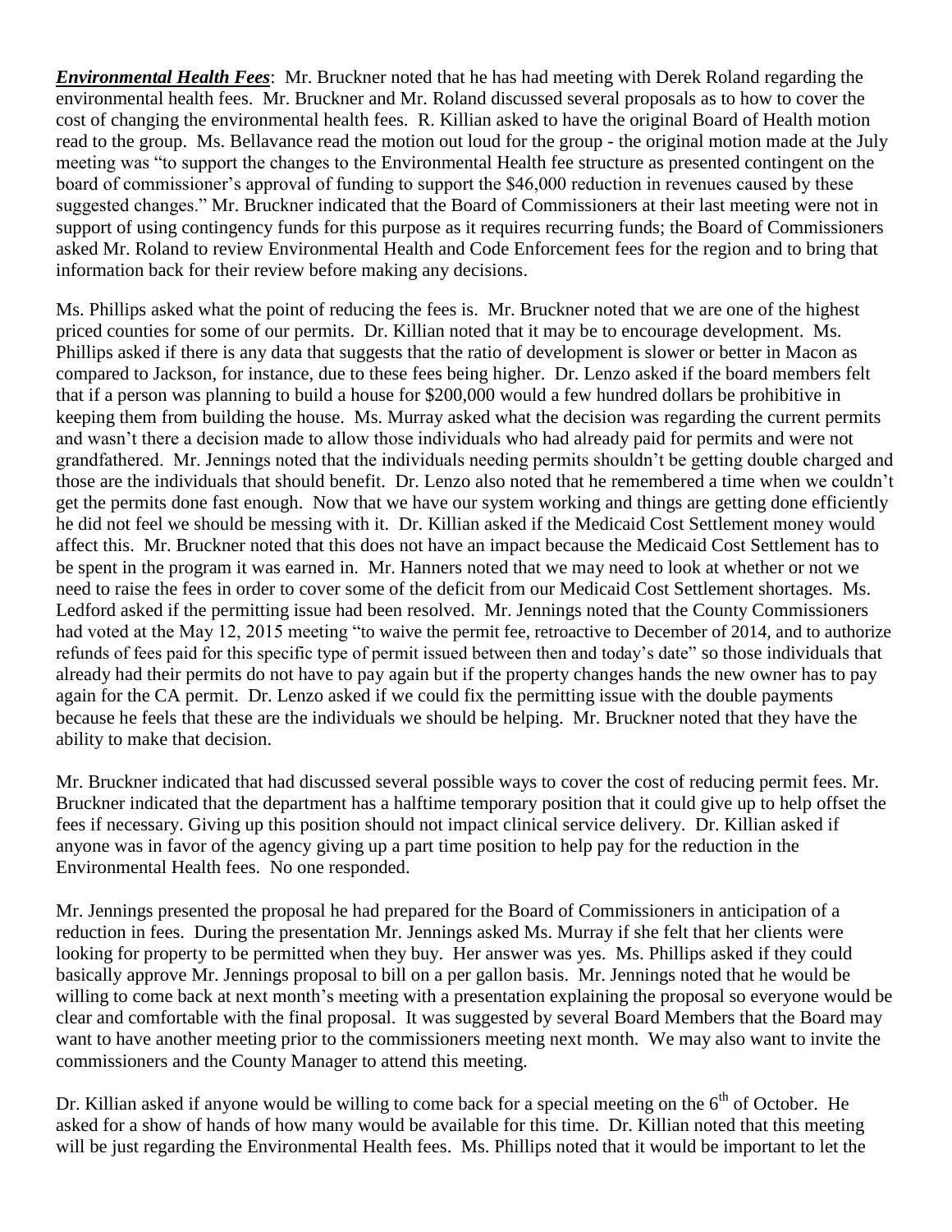***Environmental Health Fees***: Mr. Bruckner noted that he has had meeting with Derek Roland regarding the environmental health fees. Mr. Bruckner and Mr. Roland discussed several proposals as to how to cover the cost of changing the environmental health fees. R. Killian asked to have the original Board of Health motion read to the group. Ms. Bellavance read the motion out loud for the group - the original motion made at the July meeting was "to support the changes to the Environmental Health fee structure as presented contingent on the board of commissioner's approval of funding to support the $46,000 reduction in revenues caused by these suggested changes." Mr. Bruckner indicated that the Board of Commissioners at their last meeting were not in support of using contingency funds for this purpose as it requires recurring funds; the Board of Commissioners asked Mr. Roland to review Environmental Health and Code Enforcement fees for the region and to bring that information back for their review before making any decisions.

Ms. Phillips asked what the point of reducing the fees is. Mr. Bruckner noted that we are one of the highest priced counties for some of our permits. Dr. Killian noted that it may be to encourage development. Ms. Phillips asked if there is any data that suggests that the ratio of development is slower or better in Macon as compared to Jackson, for instance, due to these fees being higher. Dr. Lenzo asked if the board members felt that if a person was planning to build a house for $200,000 would a few hundred dollars be prohibitive in keeping them from building the house. Ms. Murray asked what the decision was regarding the current permits and wasn't there a decision made to allow those individuals who had already paid for permits and were not grandfathered. Mr. Jennings noted that the individuals needing permits shouldn't be getting double charged and those are the individuals that should benefit. Dr. Lenzo also noted that he remembered a time when we couldn't get the permits done fast enough. Now that we have our system working and things are getting done efficiently he did not feel we should be messing with it. Dr. Killian asked if the Medicaid Cost Settlement money would affect this. Mr. Bruckner noted that this does not have an impact because the Medicaid Cost Settlement has to be spent in the program it was earned in. Mr. Hanners noted that we may need to look at whether or not we need to raise the fees in order to cover some of the deficit from our Medicaid Cost Settlement shortages. Ms. Ledford asked if the permitting issue had been resolved. Mr. Jennings noted that the County Commissioners had voted at the May 12, 2015 meeting "to waive the permit fee, retroactive to December of 2014, and to authorize refunds of fees paid for this specific type of permit issued between then and today's date" so those individuals that already had their permits do not have to pay again but if the property changes hands the new owner has to pay again for the CA permit. Dr. Lenzo asked if we could fix the permitting issue with the double payments because he feels that these are the individuals we should be helping. Mr. Bruckner noted that they have the ability to make that decision.

Mr. Bruckner indicated that had discussed several possible ways to cover the cost of reducing permit fees. Mr. Bruckner indicated that the department has a halftime temporary position that it could give up to help offset the fees if necessary. Giving up this position should not impact clinical service delivery. Dr. Killian asked if anyone was in favor of the agency giving up a part time position to help pay for the reduction in the Environmental Health fees. No one responded.

Mr. Jennings presented the proposal he had prepared for the Board of Commissioners in anticipation of a reduction in fees. During the presentation Mr. Jennings asked Ms. Murray if she felt that her clients were looking for property to be permitted when they buy. Her answer was yes. Ms. Phillips asked if they could basically approve Mr. Jennings proposal to bill on a per gallon basis. Mr. Jennings noted that he would be willing to come back at next month's meeting with a presentation explaining the proposal so everyone would be clear and comfortable with the final proposal. It was suggested by several Board Members that the Board may want to have another meeting prior to the commissioners meeting next month. We may also want to invite the commissioners and the County Manager to attend this meeting.

Dr. Killian asked if anyone would be willing to come back for a special meeting on the 6th of October. He asked for a show of hands of how many would be available for this time. Dr. Killian noted that this meeting will be just regarding the Environmental Health fees. Ms. Phillips noted that it would be important to let the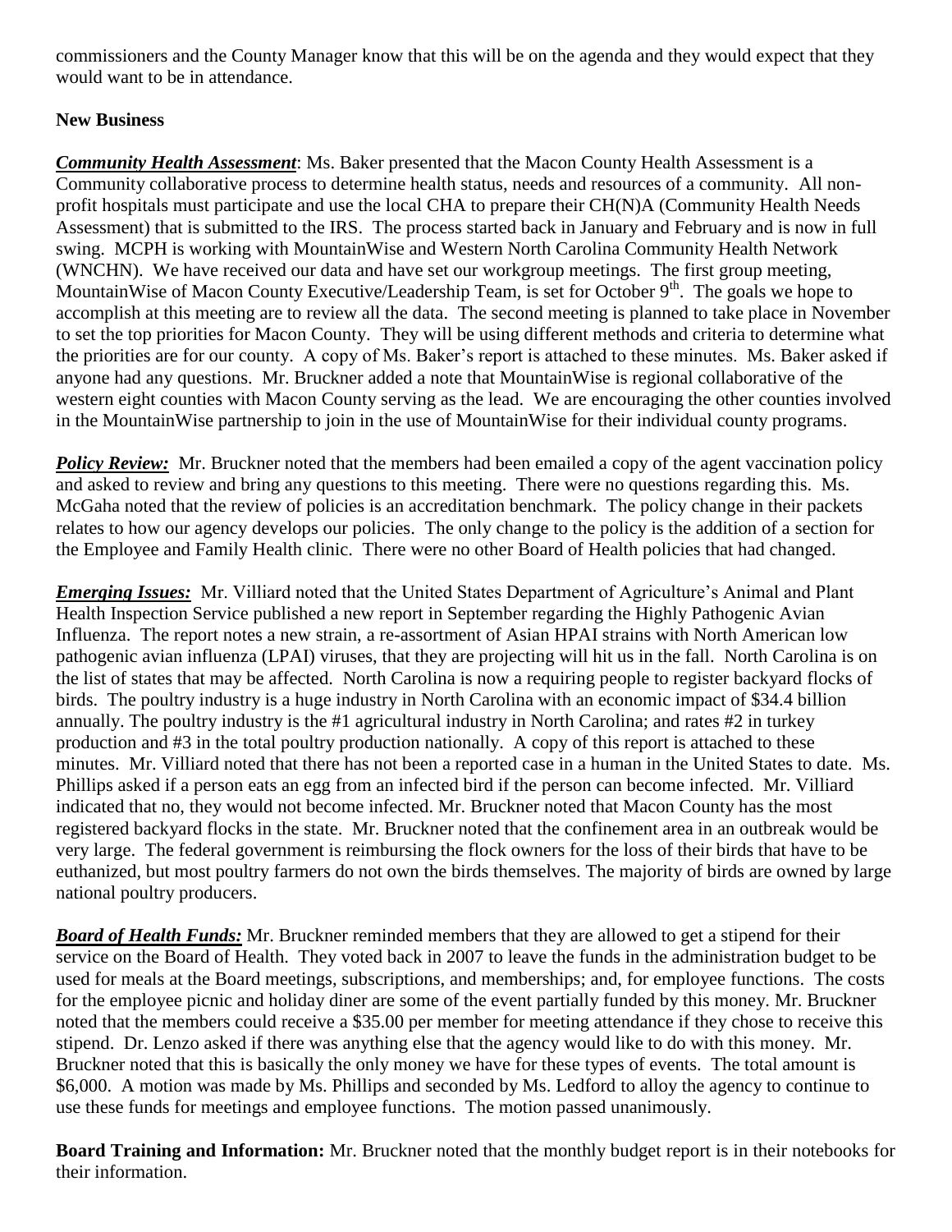commissioners and the County Manager know that this will be on the agenda and they would expect that they would want to be in attendance.

**New Business**

***Community Health Assessment***: Ms. Baker presented that the Macon County Health Assessment is a Community collaborative process to determine health status, needs and resources of a community. All non-profit hospitals must participate and use the local CHA to prepare their CH(N)A (Community Health Needs Assessment) that is submitted to the IRS. The process started back in January and February and is now in full swing. MCPH is working with MountainWise and Western North Carolina Community Health Network (WNCHN). We have received our data and have set our workgroup meetings. The first group meeting, MountainWise of Macon County Executive/Leadership Team, is set for October 9th. The goals we hope to accomplish at this meeting are to review all the data. The second meeting is planned to take place in November to set the top priorities for Macon County. They will be using different methods and criteria to determine what the priorities are for our county. A copy of Ms. Baker's report is attached to these minutes. Ms. Baker asked if anyone had any questions. Mr. Bruckner added a note that MountainWise is regional collaborative of the western eight counties with Macon County serving as the lead. We are encouraging the other counties involved in the MountainWise partnership to join in the use of MountainWise for their individual county programs.

***Policy Review:*** Mr. Bruckner noted that the members had been emailed a copy of the agent vaccination policy and asked to review and bring any questions to this meeting. There were no questions regarding this. Ms. McGaha noted that the review of policies is an accreditation benchmark. The policy change in their packets relates to how our agency develops our policies. The only change to the policy is the addition of a section for the Employee and Family Health clinic. There were no other Board of Health policies that had changed.

***Emerging Issues:*** Mr. Villiard noted that the United States Department of Agriculture's Animal and Plant Health Inspection Service published a new report in September regarding the Highly Pathogenic Avian Influenza. The report notes a new strain, a re-assortment of Asian HPAI strains with North American low pathogenic avian influenza (LPAI) viruses, that they are projecting will hit us in the fall. North Carolina is on the list of states that may be affected. North Carolina is now a requiring people to register backyard flocks of birds. The poultry industry is a huge industry in North Carolina with an economic impact of $34.4 billion annually. The poultry industry is the #1 agricultural industry in North Carolina; and rates #2 in turkey production and #3 in the total poultry production nationally. A copy of this report is attached to these minutes. Mr. Villiard noted that there has not been a reported case in a human in the United States to date. Ms. Phillips asked if a person eats an egg from an infected bird if the person can become infected. Mr. Villiard indicated that no, they would not become infected. Mr. Bruckner noted that Macon County has the most registered backyard flocks in the state. Mr. Bruckner noted that the confinement area in an outbreak would be very large. The federal government is reimbursing the flock owners for the loss of their birds that have to be euthanized, but most poultry farmers do not own the birds themselves. The majority of birds are owned by large national poultry producers.

***Board of Health Funds:*** Mr. Bruckner reminded members that they are allowed to get a stipend for their service on the Board of Health. They voted back in 2007 to leave the funds in the administration budget to be used for meals at the Board meetings, subscriptions, and memberships; and, for employee functions. The costs for the employee picnic and holiday diner are some of the event partially funded by this money. Mr. Bruckner noted that the members could receive a $35.00 per member for meeting attendance if they chose to receive this stipend. Dr. Lenzo asked if there was anything else that the agency would like to do with this money. Mr. Bruckner noted that this is basically the only money we have for these types of events. The total amount is $6,000. A motion was made by Ms. Phillips and seconded by Ms. Ledford to alloy the agency to continue to use these funds for meetings and employee functions. The motion passed unanimously.

**Board Training and Information:** Mr. Bruckner noted that the monthly budget report is in their notebooks for their information.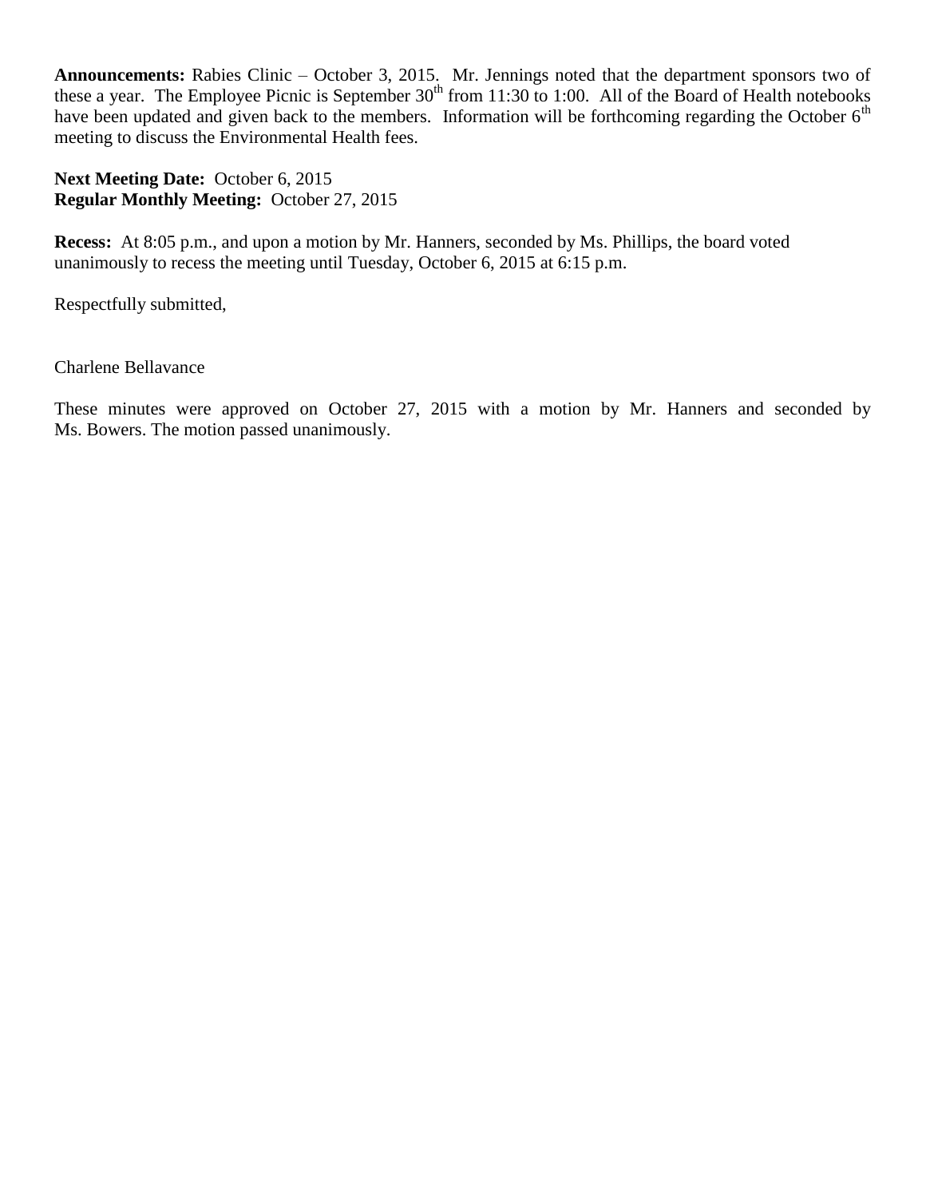**Announcements:** Rabies Clinic – October 3, 2015. Mr. Jennings noted that the department sponsors two of these a year. The Employee Picnic is September 30th from 11:30 to 1:00. All of the Board of Health notebooks have been updated and given back to the members. Information will be forthcoming regarding the October 6th meeting to discuss the Environmental Health fees.

**Next Meeting Date:** October 6, 2015
**Regular Monthly Meeting:** October 27, 2015

**Recess:** At 8:05 p.m., and upon a motion by Mr. Hanners, seconded by Ms. Phillips, the board voted unanimously to recess the meeting until Tuesday, October 6, 2015 at 6:15 p.m.

Respectfully submitted,

Charlene Bellavance

These minutes were approved on October 27, 2015 with a motion by Mr. Hanners and seconded by Ms. Bowers. The motion passed unanimously.